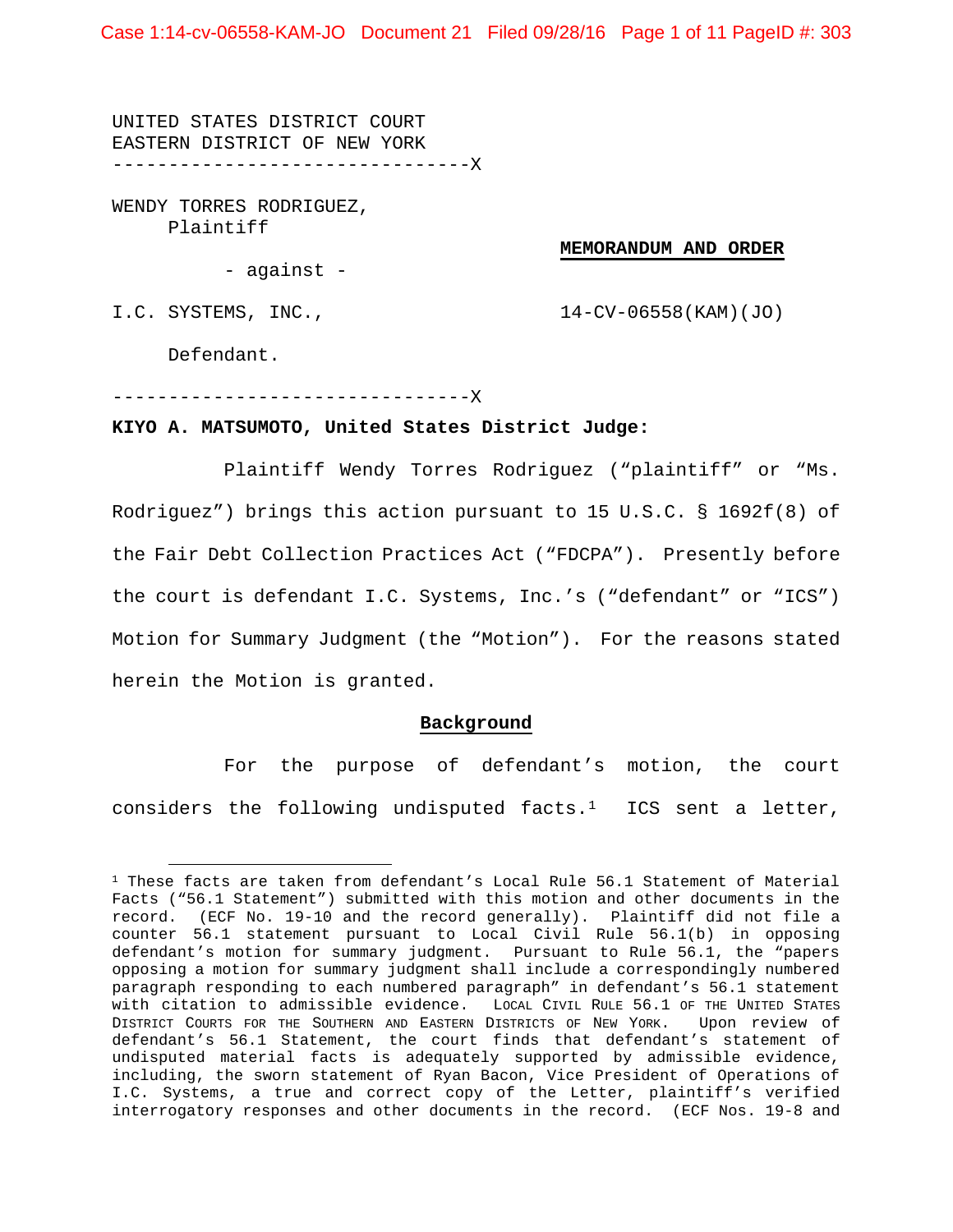UNITED STATES DISTRICT COURT
EASTERN DISTRICT OF NEW YORK
--------------------------------X

WENDY TORRES RODRIGUEZ,
Plaintiff

- against -

I.C. SYSTEMS, INC.,

Defendant.

--------------------------------X

**MEMORANDUM AND ORDER**

14-CV-06558(KAM)(JO)

**KIYO A. MATSUMOTO, United States District Judge:**

Plaintiff Wendy Torres Rodriguez ("plaintiff" or "Ms. Rodriguez") brings this action pursuant to 15 U.S.C. § 1692f(8) of the Fair Debt Collection Practices Act ("FDCPA"). Presently before the court is defendant I.C. Systems, Inc.'s ("defendant" or "ICS") Motion for Summary Judgment (the "Motion"). For the reasons stated herein the Motion is granted.

## Background

For the purpose of defendant's motion, the court considers the following undisputed facts.[1] ICS sent a letter,

[1] These facts are taken from defendant's Local Rule 56.1 Statement of Material Facts ("56.1 Statement") submitted with this motion and other documents in the record. (ECF No. 19-10 and the record generally). Plaintiff did not file a counter 56.1 statement pursuant to Local Civil Rule 56.1(b) in opposing defendant's motion for summary judgment. Pursuant to Rule 56.1, the "papers opposing a motion for summary judgment shall include a correspondingly numbered paragraph responding to each numbered paragraph" in defendant's 56.1 statement with citation to admissible evidence. LOCAL CIVIL RULE 56.1 OF THE UNITED STATES DISTRICT COURTS FOR THE SOUTHERN AND EASTERN DISTRICTS OF NEW YORK. Upon review of defendant's 56.1 Statement, the court finds that defendant's statement of undisputed material facts is adequately supported by admissible evidence, including, the sworn statement of Ryan Bacon, Vice President of Operations of I.C. Systems, a true and correct copy of the Letter, plaintiff's verified interrogatory responses and other documents in the record. (ECF Nos. 19-8 and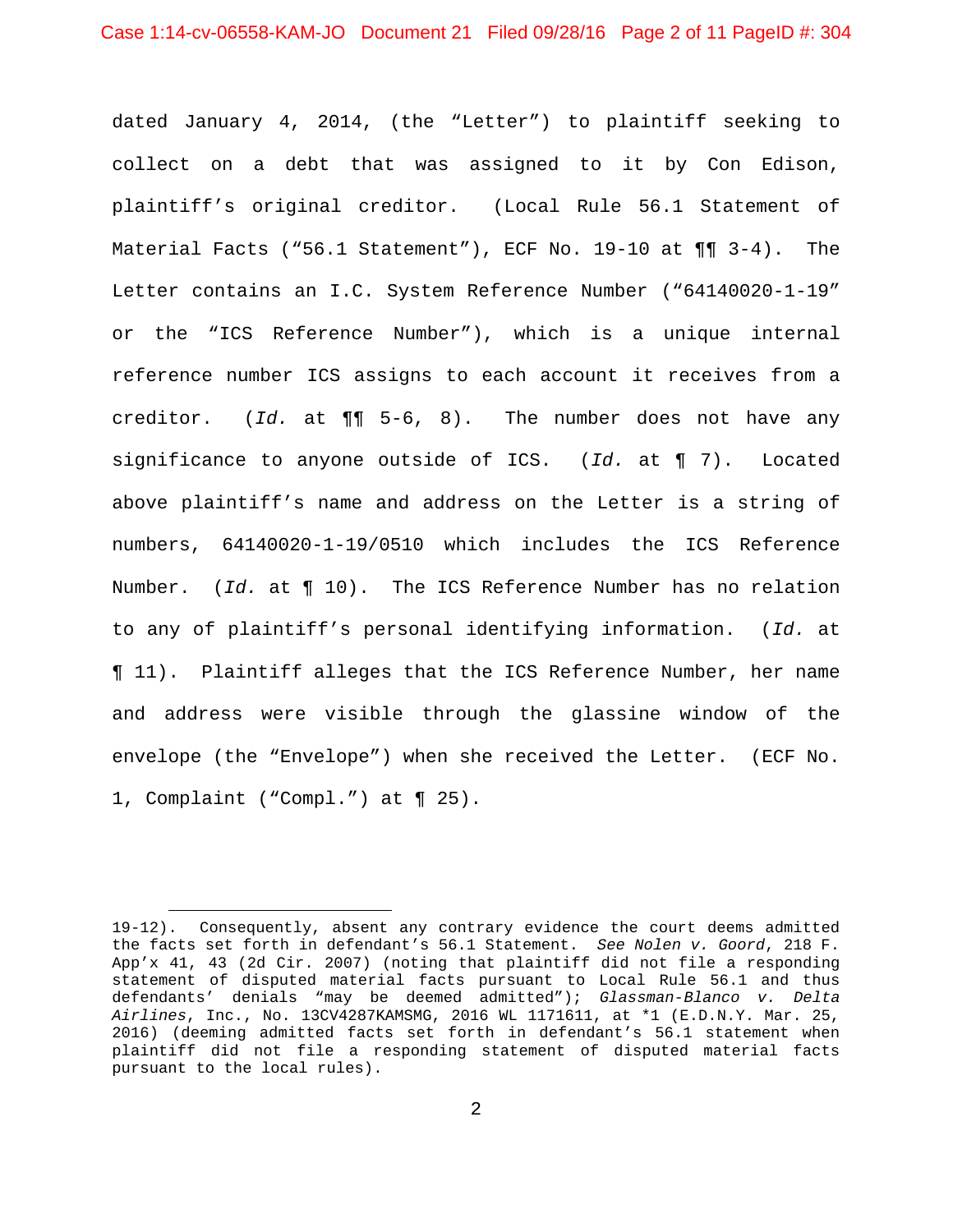dated January 4, 2014, (the "Letter") to plaintiff seeking to collect on a debt that was assigned to it by Con Edison, plaintiff's original creditor. (Local Rule 56.1 Statement of Material Facts ("56.1 Statement"), ECF No. 19-10 at ¶¶ 3-4). The Letter contains an I.C. System Reference Number ("64140020-1-19" or the "ICS Reference Number"), which is a unique internal reference number ICS assigns to each account it receives from a creditor. (*Id.* at ¶¶ 5-6, 8). The number does not have any significance to anyone outside of ICS. (*Id.* at ¶ 7). Located above plaintiff's name and address on the Letter is a string of numbers, 64140020-1-19/0510 which includes the ICS Reference Number. (*Id.* at ¶ 10). The ICS Reference Number has no relation to any of plaintiff's personal identifying information. (*Id.* at ¶ 11). Plaintiff alleges that the ICS Reference Number, her name and address were visible through the glassine window of the envelope (the "Envelope") when she received the Letter. (ECF No. 1, Complaint ("Compl.") at ¶ 25).

---

19-12). Consequently, absent any contrary evidence the court deems admitted the facts set forth in defendant's 56.1 Statement. *See Nolen v. Goord*, 218 F. App'x 41, 43 (2d Cir. 2007) (noting that plaintiff did not file a responding statement of disputed material facts pursuant to Local Rule 56.1 and thus defendants' denials "may be deemed admitted"); *Glassman-Blanco v. Delta Airlines*, Inc., No. 13CV4287KAMSMG, 2016 WL 1171611, at *1 (E.D.N.Y. Mar. 25, 2016) (deeming admitted facts set forth in defendant's 56.1 statement when plaintiff did not file a responding statement of disputed material facts pursuant to the local rules).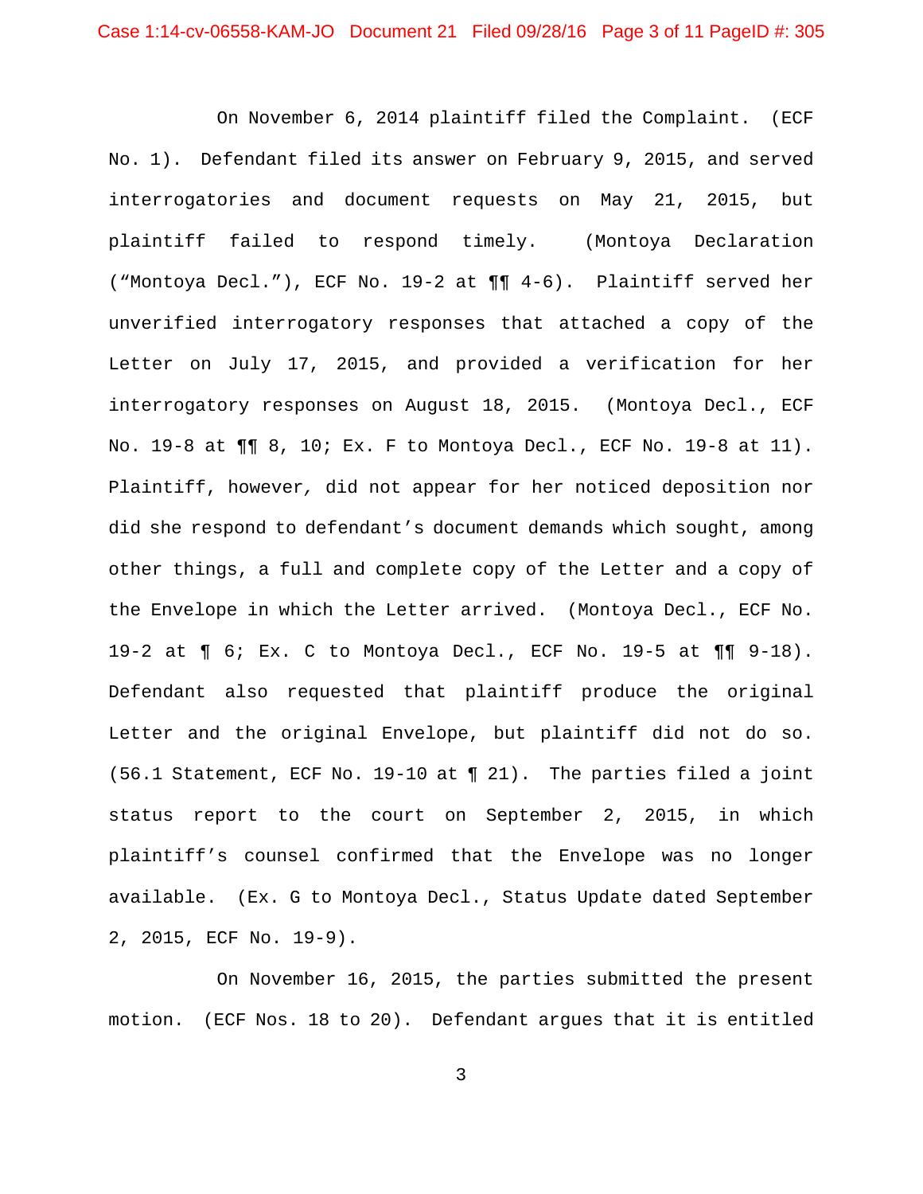On November 6, 2014 plaintiff filed the Complaint. (ECF No. 1). Defendant filed its answer on February 9, 2015, and served interrogatories and document requests on May 21, 2015, but plaintiff failed to respond timely. (Montoya Declaration ("Montoya Decl."), ECF No. 19-2 at ¶¶ 4-6). Plaintiff served her unverified interrogatory responses that attached a copy of the Letter on July 17, 2015, and provided a verification for her interrogatory responses on August 18, 2015. (Montoya Decl., ECF No. 19-8 at ¶¶ 8, 10; Ex. F to Montoya Decl., ECF No. 19-8 at 11). Plaintiff, however, did not appear for her noticed deposition nor did she respond to defendant's document demands which sought, among other things, a full and complete copy of the Letter and a copy of the Envelope in which the Letter arrived. (Montoya Decl., ECF No. 19-2 at ¶ 6; Ex. C to Montoya Decl., ECF No. 19-5 at ¶¶ 9-18). Defendant also requested that plaintiff produce the original Letter and the original Envelope, but plaintiff did not do so. (56.1 Statement, ECF No. 19-10 at ¶ 21). The parties filed a joint status report to the court on September 2, 2015, in which plaintiff's counsel confirmed that the Envelope was no longer available. (Ex. G to Montoya Decl., Status Update dated September 2, 2015, ECF No. 19-9).

On November 16, 2015, the parties submitted the present motion. (ECF Nos. 18 to 20). Defendant argues that it is entitled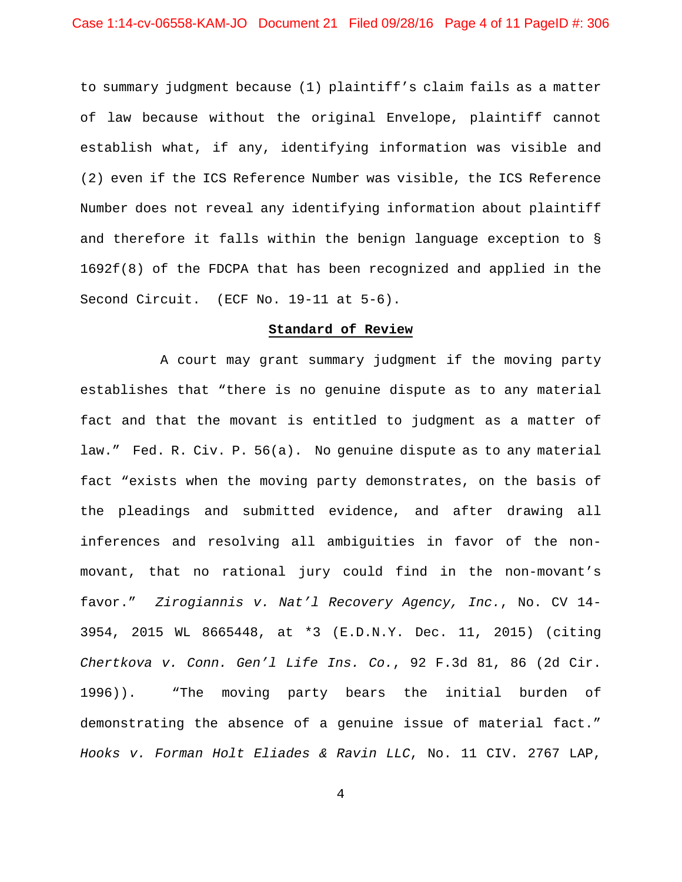to summary judgment because (1) plaintiff's claim fails as a matter of law because without the original Envelope, plaintiff cannot establish what, if any, identifying information was visible and (2) even if the ICS Reference Number was visible, the ICS Reference Number does not reveal any identifying information about plaintiff and therefore it falls within the benign language exception to § 1692f(8) of the FDCPA that has been recognized and applied in the Second Circuit. (ECF No. 19-11 at 5-6).

## **Standard of Review**

A court may grant summary judgment if the moving party establishes that "there is no genuine dispute as to any material fact and that the movant is entitled to judgment as a matter of law." Fed. R. Civ. P. 56(a). No genuine dispute as to any material fact "exists when the moving party demonstrates, on the basis of the pleadings and submitted evidence, and after drawing all inferences and resolving all ambiguities in favor of the non-movant, that no rational jury could find in the non-movant's favor." *Zirogiannis v. Nat'l Recovery Agency, Inc.*, No. CV 14-3954, 2015 WL 8665448, at *3 (E.D.N.Y. Dec. 11, 2015) (citing *Chertkova v. Conn. Gen'l Life Ins. Co.*, 92 F.3d 81, 86 (2d Cir. 1996)). "The moving party bears the initial burden of demonstrating the absence of a genuine issue of material fact." *Hooks v. Forman Holt Eliades & Ravin LLC*, No. 11 CIV. 2767 LAP,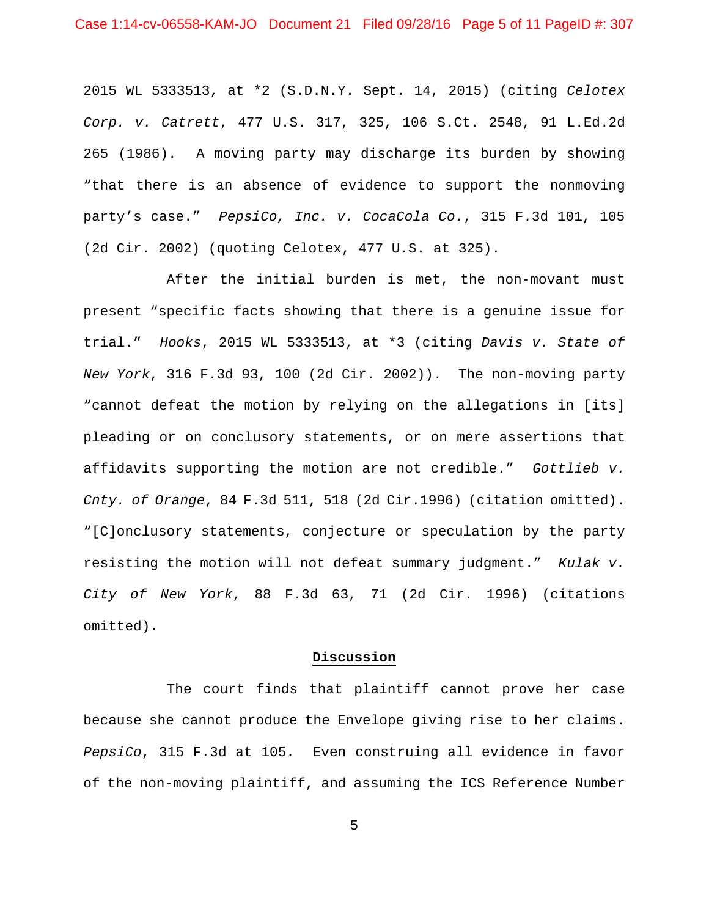2015 WL 5333513, at *2 (S.D.N.Y. Sept. 14, 2015) (citing *Celotex Corp. v. Catrett*, 477 U.S. 317, 325, 106 S.Ct. 2548, 91 L.Ed.2d 265 (1986). A moving party may discharge its burden by showing "that there is an absence of evidence to support the nonmoving party's case." *PepsiCo, Inc. v. CocaCola Co.*, 315 F.3d 101, 105 (2d Cir. 2002) (quoting Celotex, 477 U.S. at 325).

After the initial burden is met, the non-movant must present "specific facts showing that there is a genuine issue for trial." *Hooks*, 2015 WL 5333513, at *3 (citing *Davis v. State of New York*, 316 F.3d 93, 100 (2d Cir. 2002)). The non-moving party "cannot defeat the motion by relying on the allegations in [its] pleading or on conclusory statements, or on mere assertions that affidavits supporting the motion are not credible." *Gottlieb v. Cnty. of Orange*, 84 F.3d 511, 518 (2d Cir.1996) (citation omitted). "[C]onclusory statements, conjecture or speculation by the party resisting the motion will not defeat summary judgment." *Kulak v. City of New York*, 88 F.3d 63, 71 (2d Cir. 1996) (citations omitted).

**Discussion**

The court finds that plaintiff cannot prove her case because she cannot produce the Envelope giving rise to her claims. *PepsiCo*, 315 F.3d at 105. Even construing all evidence in favor of the non-moving plaintiff, and assuming the ICS Reference Number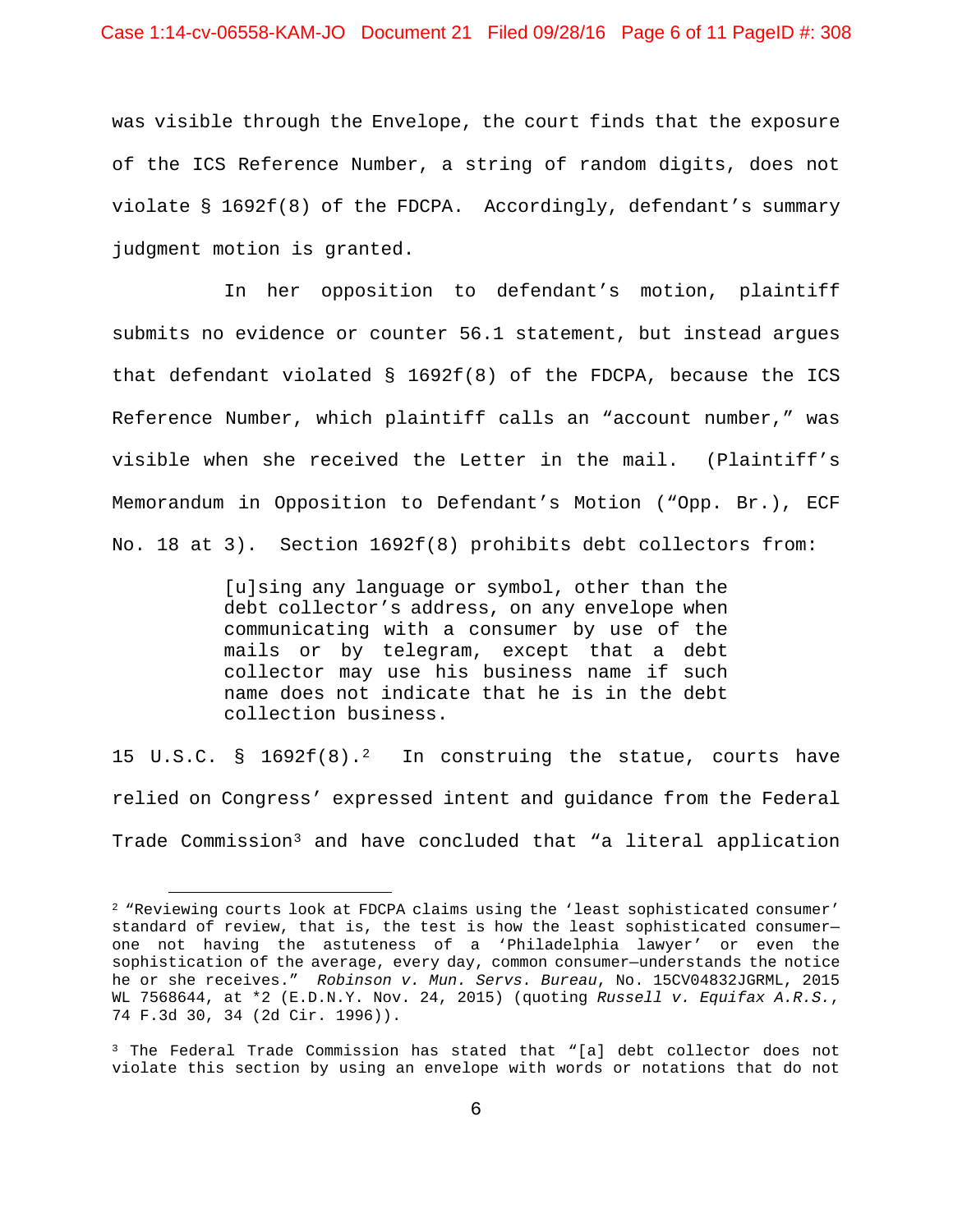was visible through the Envelope, the court finds that the exposure of the ICS Reference Number, a string of random digits, does not violate § 1692f(8) of the FDCPA. Accordingly, defendant's summary judgment motion is granted.

In her opposition to defendant's motion, plaintiff submits no evidence or counter 56.1 statement, but instead argues that defendant violated § 1692f(8) of the FDCPA, because the ICS Reference Number, which plaintiff calls an "account number," was visible when she received the Letter in the mail. (Plaintiff's Memorandum in Opposition to Defendant's Motion ("Opp. Br.), ECF No. 18 at 3). Section 1692f(8) prohibits debt collectors from:

> [u]sing any language or symbol, other than the debt collector's address, on any envelope when communicating with a consumer by use of the mails or by telegram, except that a debt collector may use his business name if such name does not indicate that he is in the debt collection business.

15 U.S.C. § 1692f(8).[2] In construing the statue, courts have relied on Congress' expressed intent and guidance from the Federal Trade Commission[3] and have concluded that "a literal application

---

[2] "Reviewing courts look at FDCPA claims using the 'least sophisticated consumer' standard of review, that is, the test is how the least sophisticated consumer—one not having the astuteness of a 'Philadelphia lawyer' or even the sophistication of the average, every day, common consumer—understands the notice he or she receives." *Robinson v. Mun. Servs. Bureau*, No. 15CV04832JGRML, 2015 WL 7568644, at *2 (E.D.N.Y. Nov. 24, 2015) (quoting *Russell v. Equifax A.R.S.*, 74 F.3d 30, 34 (2d Cir. 1996)).

[3] The Federal Trade Commission has stated that "[a] debt collector does not violate this section by using an envelope with words or notations that do not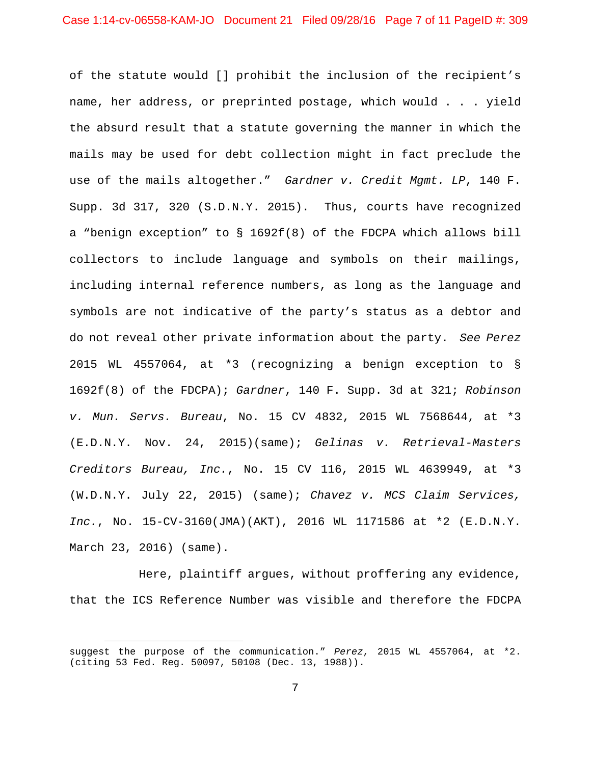of the statute would [] prohibit the inclusion of the recipient's name, her address, or preprinted postage, which would . . . yield the absurd result that a statute governing the manner in which the mails may be used for debt collection might in fact preclude the use of the mails altogether." *Gardner v. Credit Mgmt. LP*, 140 F. Supp. 3d 317, 320 (S.D.N.Y. 2015). Thus, courts have recognized a "benign exception" to § 1692f(8) of the FDCPA which allows bill collectors to include language and symbols on their mailings, including internal reference numbers, as long as the language and symbols are not indicative of the party's status as a debtor and do not reveal other private information about the party. *See Perez* 2015 WL 4557064, at *3 (recognizing a benign exception to § 1692f(8) of the FDCPA); *Gardner*, 140 F. Supp. 3d at 321; *Robinson v. Mun. Servs. Bureau*, No. 15 CV 4832, 2015 WL 7568644, at *3 (E.D.N.Y. Nov. 24, 2015)(same); *Gelinas v. Retrieval-Masters Creditors Bureau, Inc.*, No. 15 CV 116, 2015 WL 4639949, at *3 (W.D.N.Y. July 22, 2015) (same); *Chavez v. MCS Claim Services, Inc.*, No. 15-CV-3160(JMA)(AKT), 2016 WL 1171586 at *2 (E.D.N.Y. March 23, 2016) (same).

Here, plaintiff argues, without proffering any evidence, that the ICS Reference Number was visible and therefore the FDCPA

---

suggest the purpose of the communication." *Perez*, 2015 WL 4557064, at *2. (citing 53 Fed. Reg. 50097, 50108 (Dec. 13, 1988)).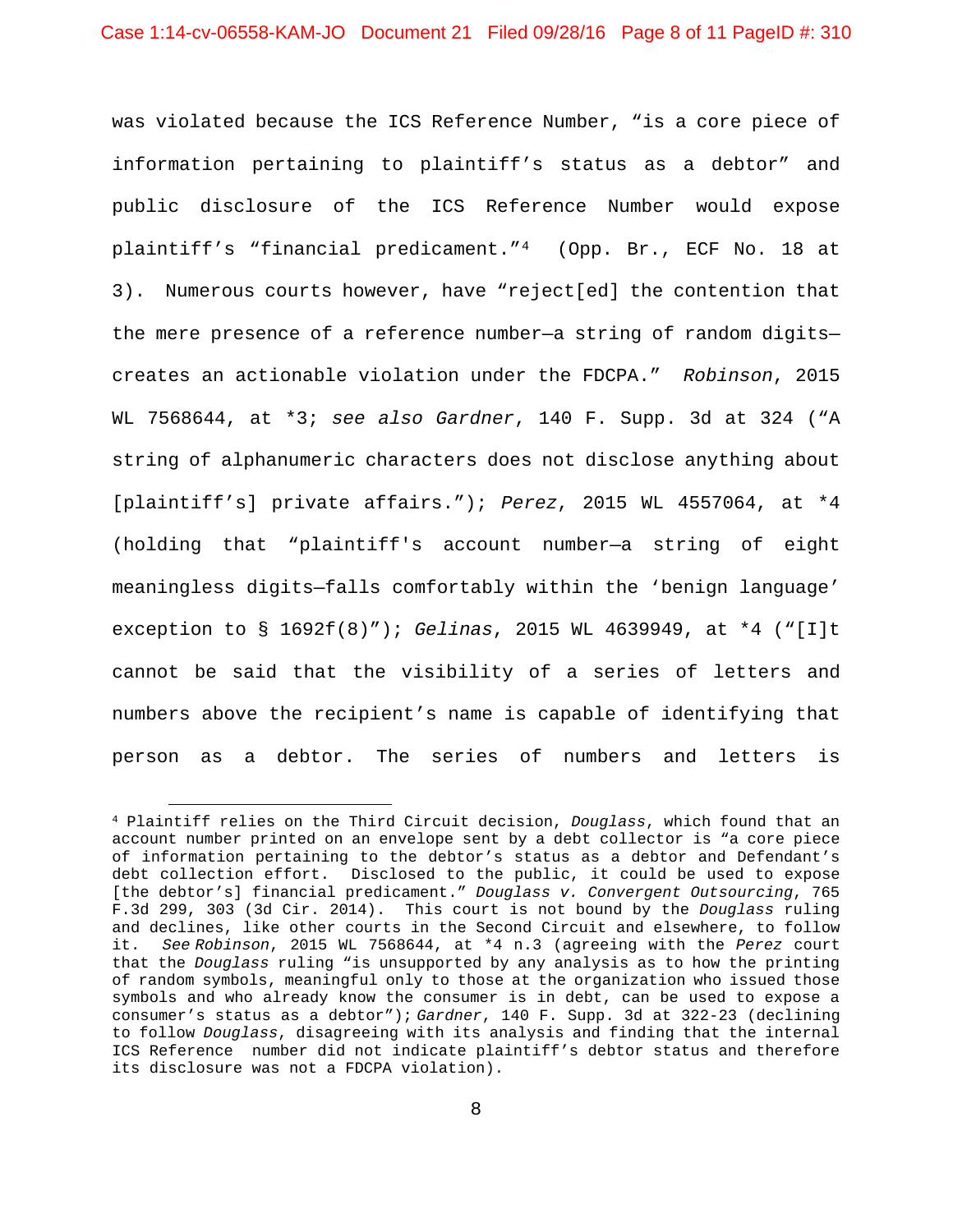was violated because the ICS Reference Number, "is a core piece of information pertaining to plaintiff's status as a debtor" and public disclosure of the ICS Reference Number would expose plaintiff's "financial predicament."[4] (Opp. Br., ECF No. 18 at 3). Numerous courts however, have "reject[ed] the contention that the mere presence of a reference number—a string of random digits—creates an actionable violation under the FDCPA." *Robinson*, 2015 WL 7568644, at *3; *see also Gardner*, 140 F. Supp. 3d at 324 ("A string of alphanumeric characters does not disclose anything about [plaintiff's] private affairs."); *Perez*, 2015 WL 4557064, at *4 (holding that "plaintiff's account number—a string of eight meaningless digits—falls comfortably within the 'benign language' exception to § 1692f(8)"); *Gelinas*, 2015 WL 4639949, at *4 ("[I]t cannot be said that the visibility of a series of letters and numbers above the recipient's name is capable of identifying that person as a debtor. The series of numbers and letters is

---

[4] Plaintiff relies on the Third Circuit decision, *Douglass*, which found that an account number printed on an envelope sent by a debt collector is "a core piece of information pertaining to the debtor's status as a debtor and Defendant's debt collection effort. Disclosed to the public, it could be used to expose [the debtor's] financial predicament." *Douglass v. Convergent Outsourcing*, 765 F.3d 299, 303 (3d Cir. 2014). This court is not bound by the *Douglass* ruling and declines, like other courts in the Second Circuit and elsewhere, to follow it. *See Robinson*, 2015 WL 7568644, at *4 n.3 (agreeing with the *Perez* court that the *Douglass* ruling "is unsupported by any analysis as to how the printing of random symbols, meaningful only to those at the organization who issued those symbols and who already know the consumer is in debt, can be used to expose a consumer's status as a debtor"); *Gardner*, 140 F. Supp. 3d at 322-23 (declining to follow *Douglass*, disagreeing with its analysis and finding that the internal ICS Reference number did not indicate plaintiff's debtor status and therefore its disclosure was not a FDCPA violation).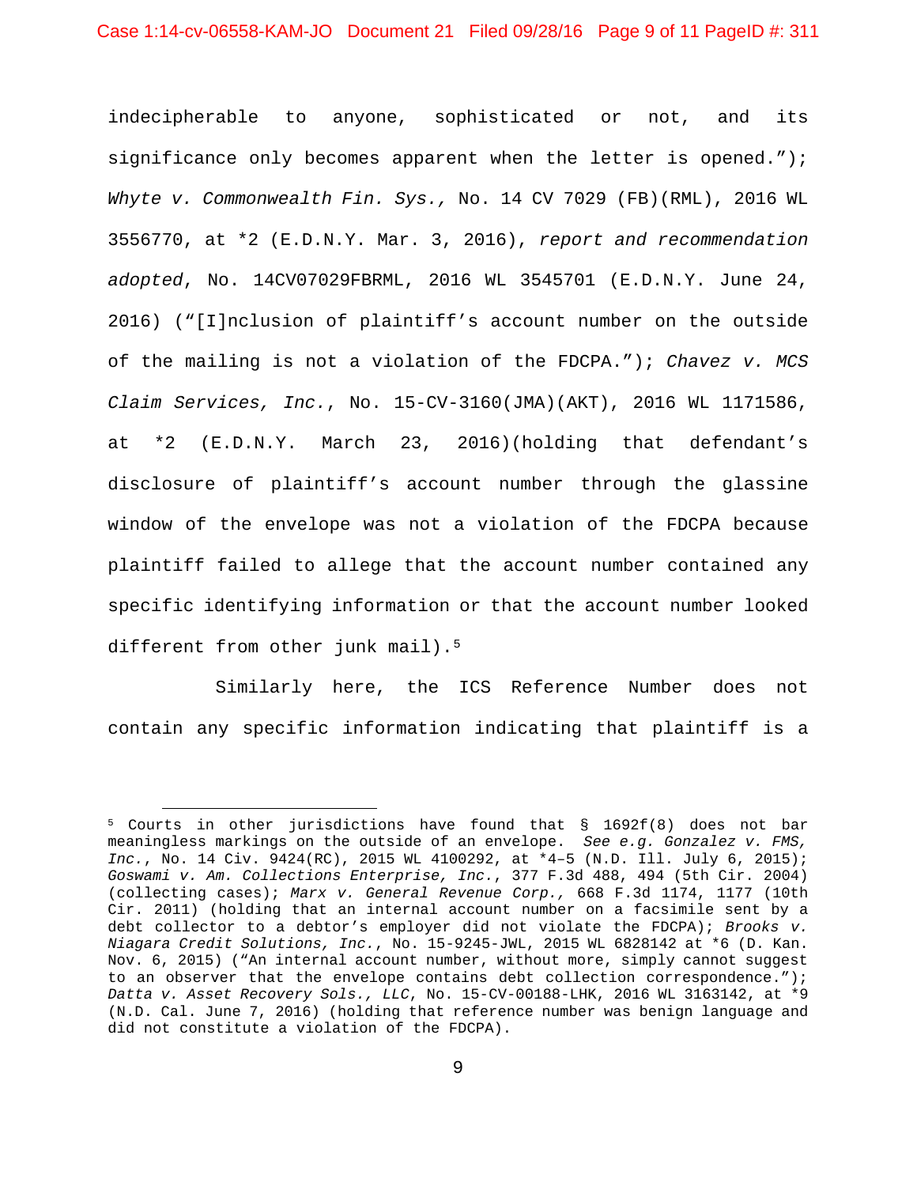indecipherable to anyone, sophisticated or not, and its significance only becomes apparent when the letter is opened."); *Whyte v. Commonwealth Fin. Sys.*, No. 14 CV 7029 (FB)(RML), 2016 WL 3556770, at *2 (E.D.N.Y. Mar. 3, 2016), *report and recommendation adopted*, No. 14CV07029FBRML, 2016 WL 3545701 (E.D.N.Y. June 24, 2016) ("[I]nclusion of plaintiff's account number on the outside of the mailing is not a violation of the FDCPA."); *Chavez v. MCS Claim Services, Inc.*, No. 15-CV-3160(JMA)(AKT), 2016 WL 1171586, at *2 (E.D.N.Y. March 23, 2016)(holding that defendant's disclosure of plaintiff's account number through the glassine window of the envelope was not a violation of the FDCPA because plaintiff failed to allege that the account number contained any specific identifying information or that the account number looked different from other junk mail).[5]

Similarly here, the ICS Reference Number does not contain any specific information indicating that plaintiff is a

---

[5] Courts in other jurisdictions have found that § 1692f(8) does not bar meaningless markings on the outside of an envelope. *See e.g. Gonzalez v. FMS, Inc.*, No. 14 Civ. 9424(RC), 2015 WL 4100292, at *4–5 (N.D. Ill. July 6, 2015); *Goswami v. Am. Collections Enterprise, Inc.*, 377 F.3d 488, 494 (5th Cir. 2004) (collecting cases); *Marx v. General Revenue Corp.*, 668 F.3d 1174, 1177 (10th Cir. 2011) (holding that an internal account number on a facsimile sent by a debt collector to a debtor's employer did not violate the FDCPA); *Brooks v. Niagara Credit Solutions, Inc.*, No. 15-9245-JWL, 2015 WL 6828142 at *6 (D. Kan. Nov. 6, 2015) ("An internal account number, without more, simply cannot suggest to an observer that the envelope contains debt collection correspondence."); *Datta v. Asset Recovery Sols., LLC*, No. 15-CV-00188-LHK, 2016 WL 3163142, at *9 (N.D. Cal. June 7, 2016) (holding that reference number was benign language and did not constitute a violation of the FDCPA).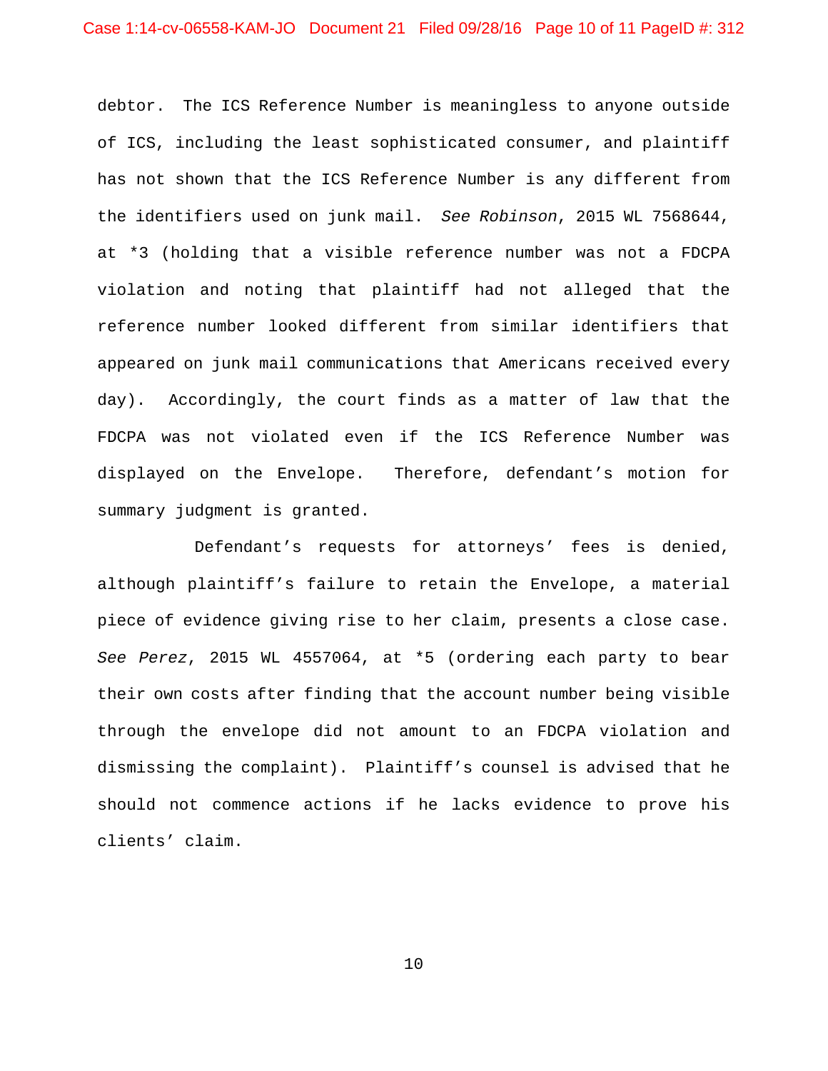debtor. The ICS Reference Number is meaningless to anyone outside of ICS, including the least sophisticated consumer, and plaintiff has not shown that the ICS Reference Number is any different from the identifiers used on junk mail. *See Robinson*, 2015 WL 7568644, at *3 (holding that a visible reference number was not a FDCPA violation and noting that plaintiff had not alleged that the reference number looked different from similar identifiers that appeared on junk mail communications that Americans received every day). Accordingly, the court finds as a matter of law that the FDCPA was not violated even if the ICS Reference Number was displayed on the Envelope. Therefore, defendant's motion for summary judgment is granted.

Defendant's requests for attorneys' fees is denied, although plaintiff's failure to retain the Envelope, a material piece of evidence giving rise to her claim, presents a close case. *See Perez*, 2015 WL 4557064, at *5 (ordering each party to bear their own costs after finding that the account number being visible through the envelope did not amount to an FDCPA violation and dismissing the complaint). Plaintiff's counsel is advised that he should not commence actions if he lacks evidence to prove his clients' claim.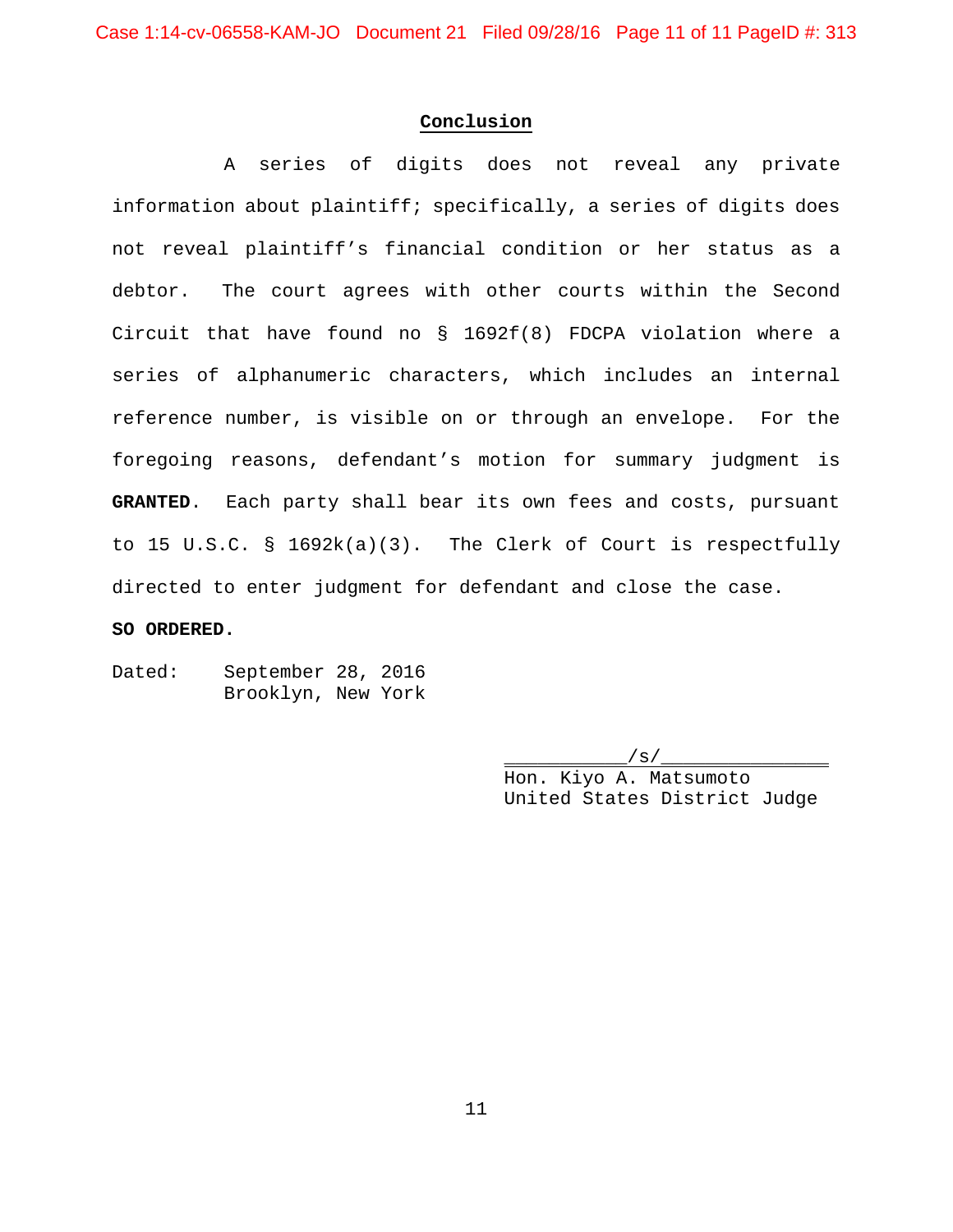## Conclusion

A series of digits does not reveal any private information about plaintiff; specifically, a series of digits does not reveal plaintiff's financial condition or her status as a debtor. The court agrees with other courts within the Second Circuit that have found no § 1692f(8) FDCPA violation where a series of alphanumeric characters, which includes an internal reference number, is visible on or through an envelope. For the foregoing reasons, defendant's motion for summary judgment is **GRANTED**. Each party shall bear its own fees and costs, pursuant to 15 U.S.C. § 1692k(a)(3). The Clerk of Court is respectfully directed to enter judgment for defendant and close the case.

**SO ORDERED.**

Dated: September 28, 2016
Brooklyn, New York

/s/
Hon. Kiyo A. Matsumoto
United States District Judge